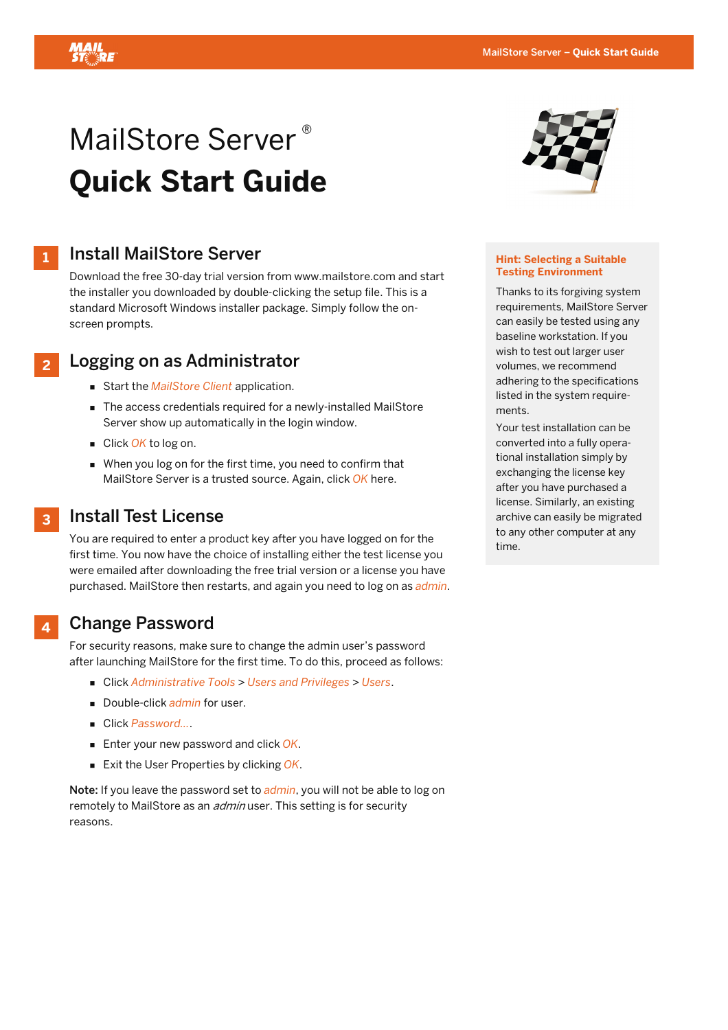# MailStore Server®
# Quick Start Guide

## 1 Install MailStore Server

Download the free 30-day trial version from www.mailstore.com and start the installer you downloaded by double-clicking the setup file. This is a standard Microsoft Windows installer package. Simply follow the on-screen prompts.

## 2 Logging on as Administrator

- Start the *MailStore Client* application.
- The access credentials required for a newly-installed MailStore Server show up automatically in the login window.
- Click *OK* to log on.
- When you log on for the first time, you need to confirm that MailStore Server is a trusted source. Again, click *OK* here.

## 3 Install Test License

You are required to enter a product key after you have logged on for the first time. You now have the choice of installing either the test license you were emailed after downloading the free trial version or a license you have purchased. MailStore then restarts, and again you need to log on as *admin*.

## 4 Change Password

For security reasons, make sure to change the admin user's password after launching MailStore for the first time. To do this, proceed as follows:

- Click *Administrative Tools* > *Users and Privileges* > *Users*.
- Double-click *admin* for user.
- Click *Password...*.
- Enter your new password and click *OK*.
- Exit the User Properties by clicking *OK*.

**Note:** If you leave the password set to *admin*, you will not be able to log on remotely to MailStore as an *admin* user. This setting is for security reasons.

**Hint: Selecting a Suitable Testing Environment**

Thanks to its forgiving system requirements, MailStore Server can easily be tested using any baseline workstation. If you wish to test out larger user volumes, we recommend adhering to the specifications listed in the system requirements.

Your test installation can be converted into a fully operational installation simply by exchanging the license key after you have purchased a license. Similarly, an existing archive can easily be migrated to any other computer at any time.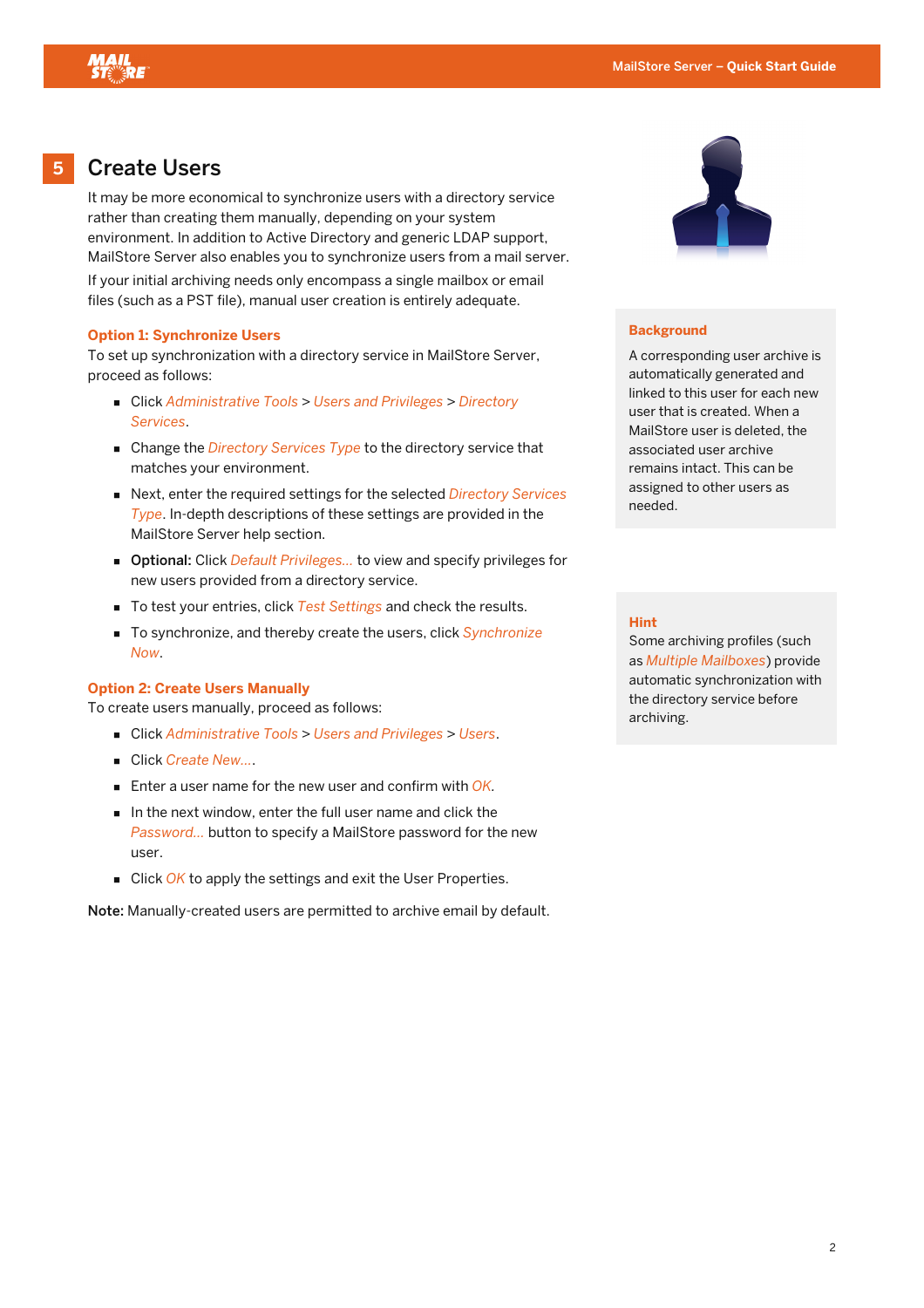## 5 Create Users

It may be more economical to synchronize users with a directory service rather than creating them manually, depending on your system environment. In addition to Active Directory and generic LDAP support, MailStore Server also enables you to synchronize users from a mail server.

If your initial archiving needs only encompass a single mailbox or email files (such as a PST file), manual user creation is entirely adequate.

### Option 1: Synchronize Users

To set up synchronization with a directory service in MailStore Server, proceed as follows:

- Click *Administrative Tools* > *Users and Privileges* > *Directory Services*.
- Change the *Directory Services Type* to the directory service that matches your environment.
- Next, enter the required settings for the selected *Directory Services Type*. In-depth descriptions of these settings are provided in the MailStore Server help section.
- **Optional:** Click *Default Privileges...* to view and specify privileges for new users provided from a directory service.
- To test your entries, click *Test Settings* and check the results.
- To synchronize, and thereby create the users, click *Synchronize Now*.

### Option 2: Create Users Manually

To create users manually, proceed as follows:

- Click *Administrative Tools* > *Users and Privileges* > *Users*.
- Click *Create New...*.
- Enter a user name for the new user and confirm with *OK*.
- In the next window, enter the full user name and click the *Password...* button to specify a MailStore password for the new user.
- Click *OK* to apply the settings and exit the User Properties.

**Note:** Manually-created users are permitted to archive email by default.

**Background**

A corresponding user archive is automatically generated and linked to this user for each new user that is created. When a MailStore user is deleted, the associated user archive remains intact. This can be assigned to other users as needed.

**Hint**

Some archiving profiles (such as *Multiple Mailboxes*) provide automatic synchronization with the directory service before archiving.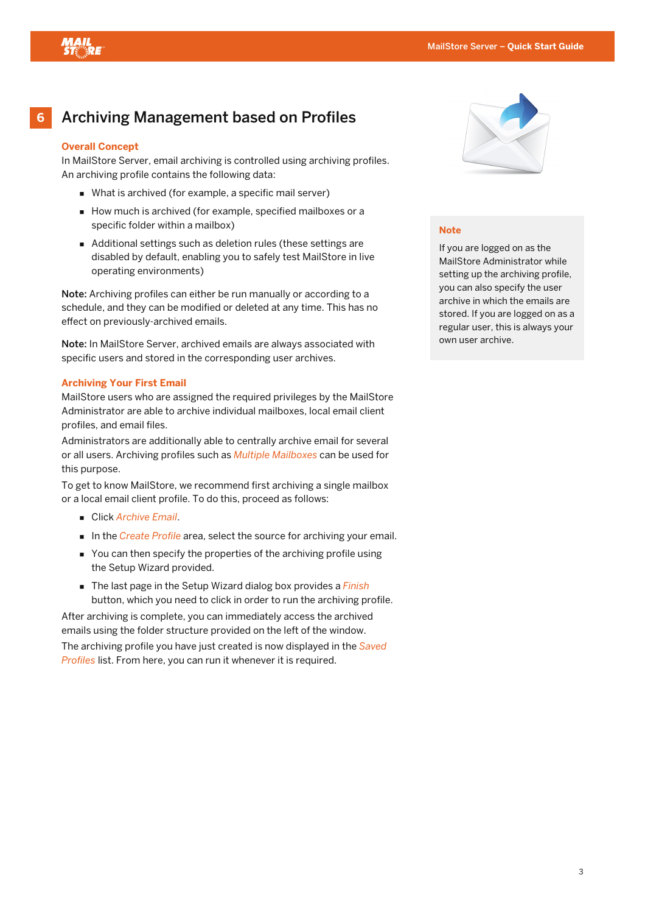# 6 Archiving Management based on Profiles

### Overall Concept

In MailStore Server, email archiving is controlled using archiving profiles. An archiving profile contains the following data:

- What is archived (for example, a specific mail server)
- How much is archived (for example, specified mailboxes or a specific folder within a mailbox)
- Additional settings such as deletion rules (these settings are disabled by default, enabling you to safely test MailStore in live operating environments)

**Note:** Archiving profiles can either be run manually or according to a schedule, and they can be modified or deleted at any time. This has no effect on previously-archived emails.

**Note:** In MailStore Server, archived emails are always associated with specific users and stored in the corresponding user archives.

### Archiving Your First Email

MailStore users who are assigned the required privileges by the MailStore Administrator are able to archive individual mailboxes, local email client profiles, and email files.

Administrators are additionally able to centrally archive email for several or all users. Archiving profiles such as *Multiple Mailboxes* can be used for this purpose.

To get to know MailStore, we recommend first archiving a single mailbox or a local email client profile. To do this, proceed as follows:

- Click *Archive Email*.
- In the *Create Profile* area, select the source for archiving your email.
- You can then specify the properties of the archiving profile using the Setup Wizard provided.
- The last page in the Setup Wizard dialog box provides a *Finish* button, which you need to click in order to run the archiving profile.

After archiving is complete, you can immediately access the archived emails using the folder structure provided on the left of the window.

The archiving profile you have just created is now displayed in the *Saved Profiles* list. From here, you can run it whenever it is required.

**Note**

If you are logged on as the MailStore Administrator while setting up the archiving profile, you can also specify the user archive in which the emails are stored. If you are logged on as a regular user, this is always your own user archive.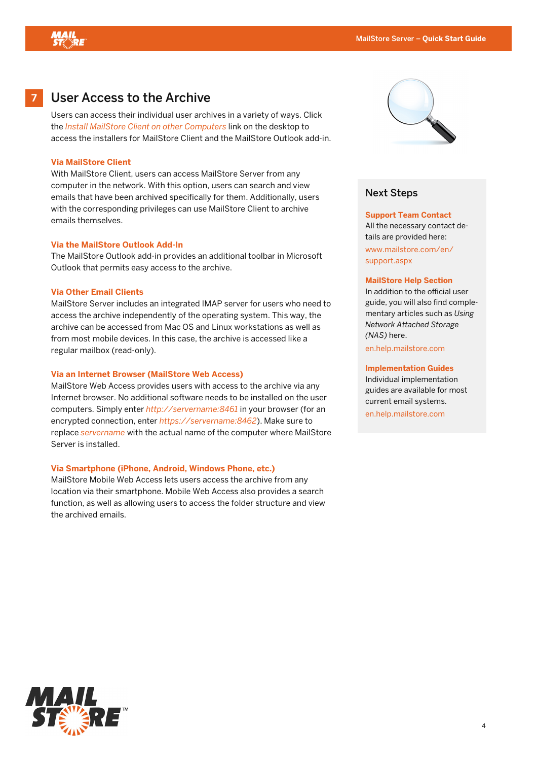## 7 User Access to the Archive

Users can access their individual user archives in a variety of ways. Click the *Install MailStore Client on other Computers* link on the desktop to access the installers for MailStore Client and the MailStore Outlook add-in.

### Via MailStore Client

With MailStore Client, users can access MailStore Server from any computer in the network. With this option, users can search and view emails that have been archived specifically for them. Additionally, users with the corresponding privileges can use MailStore Client to archive emails themselves.

### Via the MailStore Outlook Add-In

The MailStore Outlook add-in provides an additional toolbar in Microsoft Outlook that permits easy access to the archive.

### Via Other Email Clients

MailStore Server includes an integrated IMAP server for users who need to access the archive independently of the operating system. This way, the archive can be accessed from Mac OS and Linux workstations as well as from most mobile devices. In this case, the archive is accessed like a regular mailbox (read-only).

### Via an Internet Browser (MailStore Web Access)

MailStore Web Access provides users with access to the archive via any Internet browser. No additional software needs to be installed on the user computers. Simply enter *http://servername:8461* in your browser (for an encrypted connection, enter *https://servername:8462*). Make sure to replace *servername* with the actual name of the computer where MailStore Server is installed.

### Via Smartphone (iPhone, Android, Windows Phone, etc.)

MailStore Mobile Web Access lets users access the archive from any location via their smartphone. Mobile Web Access also provides a search function, as well as allowing users to access the folder structure and view the archived emails.

## Next Steps

**Support Team Contact**

All the necessary contact details are provided here:

www.mailstore.com/en/support.aspx

**MailStore Help Section**

In addition to the official user guide, you will also find complementary articles such as *Using Network Attached Storage (NAS)* here.

en.help.mailstore.com

**Implementation Guides**

Individual implementation guides are available for most current email systems.

en.help.mailstore.com